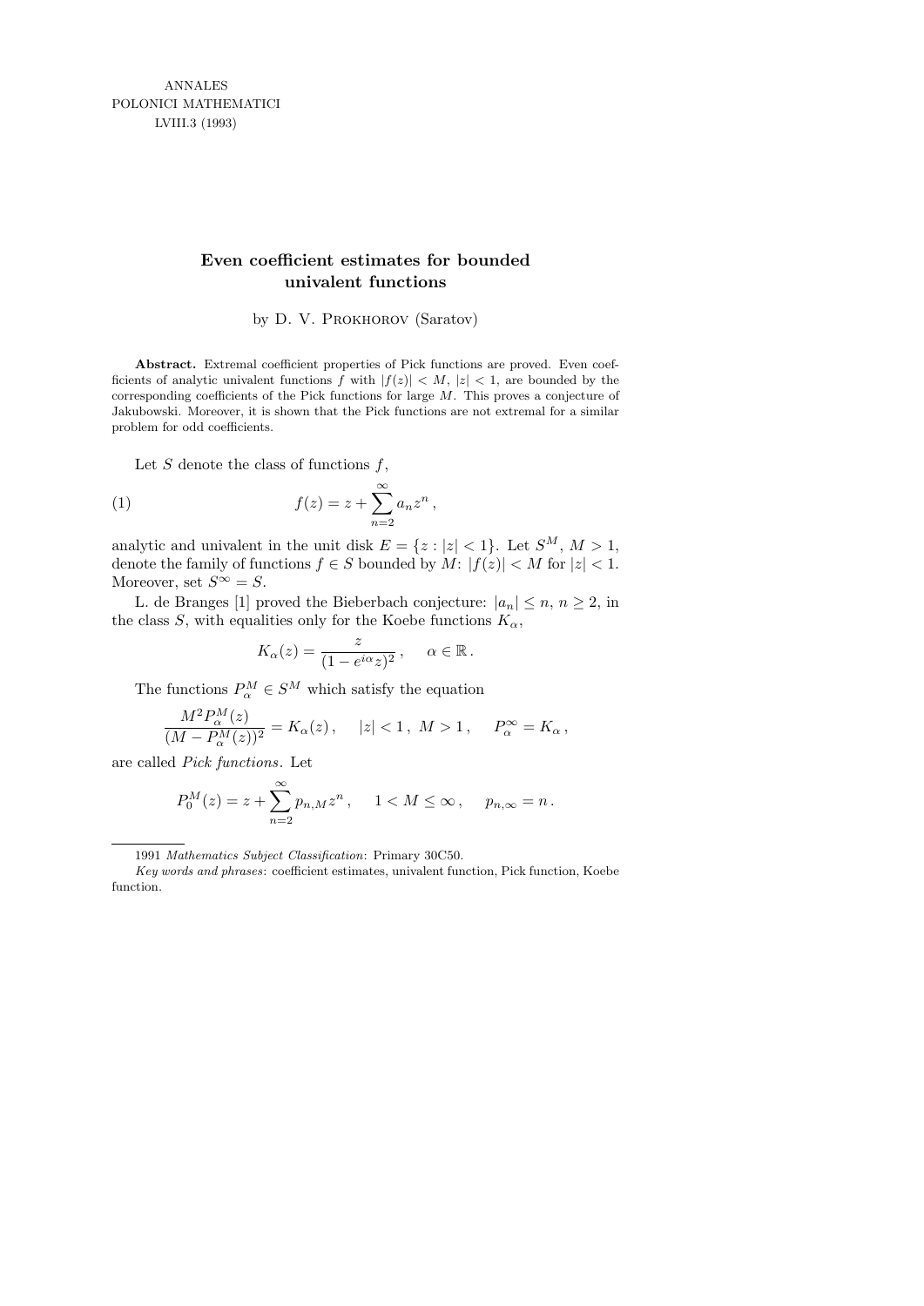ANNALES
POLONICI MATHEMATICI
LVIII.3 (1993)

# Even coefficient estimates for bounded univalent functions

by D. V. Prokhorov (Saratov)

**Abstract.** Extremal coefficient properties of Pick functions are proved. Even coefficients of analytic univalent functions $f$ with $|f(z)| < M$, $|z| < 1$, are bounded by the corresponding coefficients of the Pick functions for large $M$. This proves a conjecture of Jakubowski. Moreover, it is shown that the Pick functions are not extremal for a similar problem for odd coefficients.

Let $S$ denote the class of functions $f$,

$$f(z) = z + \sum_{n=2}^{\infty} a_n z^n, \tag{1}$$

analytic and univalent in the unit disk $E = \{z : |z| < 1\}$. Let $S^M$, $M > 1$, denote the family of functions $f \in S$ bounded by $M$: $|f(z)| < M$ for $|z| < 1$. Moreover, set $S^\infty = S$.

L. de Branges [1] proved the Bieberbach conjecture: $|a_n| \le n$, $n \ge 2$, in the class $S$, with equalities only for the Koebe functions $K_\alpha$,

$$K_\alpha(z) = \frac{z}{(1 - e^{i\alpha}z)^2}, \quad \alpha \in \mathbb{R}.$$

The functions $P_\alpha^M \in S^M$ which satisfy the equation

$$\frac{M^2 P_\alpha^M(z)}{(M - P_\alpha^M(z))^2} = K_\alpha(z), \quad |z| < 1,\ M > 1, \quad P_\alpha^\infty = K_\alpha,$$

are called *Pick functions*. Let

$$P_0^M(z) = z + \sum_{n=2}^{\infty} p_{n,M} z^n, \quad 1 < M \le \infty, \quad p_{n,\infty} = n.$$

---

1991 *Mathematics Subject Classification*: Primary 30C50.

*Key words and phrases*: coefficient estimates, univalent function, Pick function, Koebe function.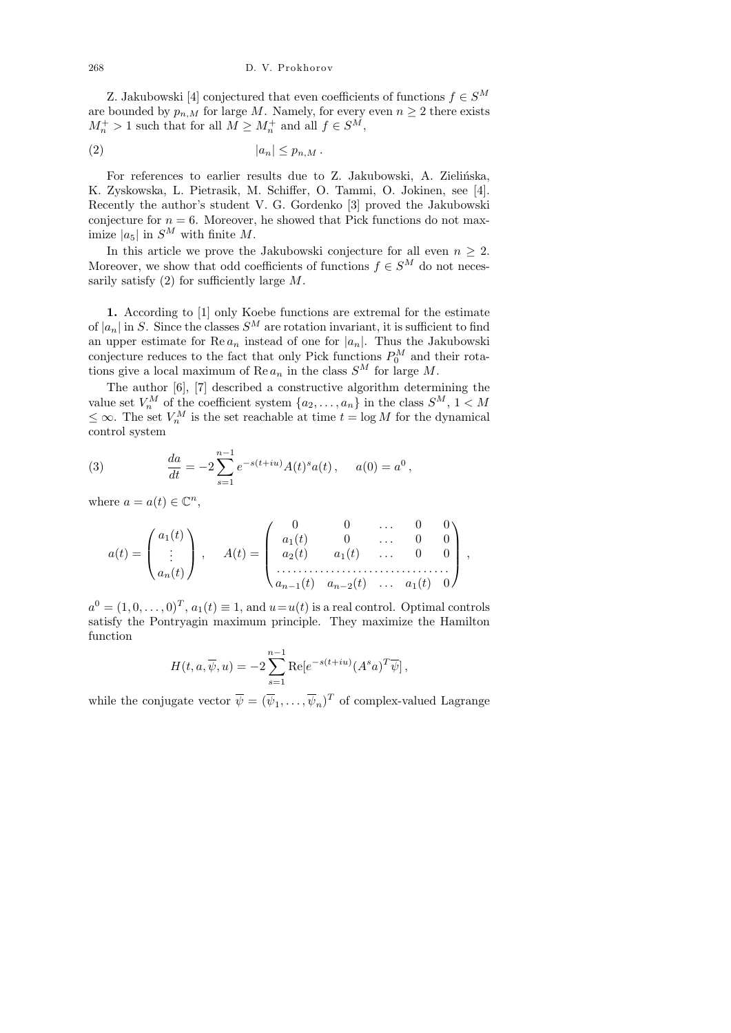Z. Jakubowski [4] conjectured that even coefficients of functions $f \in S^M$ are bounded by $p_{n,M}$ for large $M$. Namely, for every even $n \geq 2$ there exists $M_n^+ > 1$ such that for all $M \geq M_n^+$ and all $f \in S^M$,

$$|a_n| \leq p_{n,M}\,. \tag{2}$$

For references to earlier results due to Z. Jakubowski, A. Zielińska, K. Zyskowska, L. Pietrasik, M. Schiffer, O. Tammi, O. Jokinen, see [4]. Recently the author's student V. G. Gordenko [3] proved the Jakubowski conjecture for $n = 6$. Moreover, he showed that Pick functions do not maximize $|a_5|$ in $S^M$ with finite $M$.

In this article we prove the Jakubowski conjecture for all even $n \geq 2$. Moreover, we show that odd coefficients of functions $f \in S^M$ do not necessarily satisfy (2) for sufficiently large $M$.

**1.** According to [1] only Koebe functions are extremal for the estimate of $|a_n|$ in $S$. Since the classes $S^M$ are rotation invariant, it is sufficient to find an upper estimate for $\operatorname{Re} a_n$ instead of one for $|a_n|$. Thus the Jakubowski conjecture reduces to the fact that only Pick functions $P_0^M$ and their rotations give a local maximum of $\operatorname{Re} a_n$ in the class $S^M$ for large $M$.

The author [6], [7] described a constructive algorithm determining the value set $V_n^M$ of the coefficient system $\{a_2, \ldots, a_n\}$ in the class $S^M$, $1 < M \leq \infty$. The set $V_n^M$ is the set reachable at time $t = \log M$ for the dynamical control system

$$\frac{da}{dt} = -2 \sum_{s=1}^{n-1} e^{-s(t+iu)} A(t)^s a(t)\,, \qquad a(0) = a^0\,, \tag{3}$$

where $a = a(t) \in \mathbb{C}^n$,

$$a(t) = \begin{pmatrix} a_1(t) \\ \vdots \\ a_n(t) \end{pmatrix}, \qquad A(t) = \begin{pmatrix} 0 & 0 & \ldots & 0 & 0 \\ a_1(t) & 0 & \ldots & 0 & 0 \\ a_2(t) & a_1(t) & \ldots & 0 & 0 \\ \ldots & \ldots & \ldots & \ldots & \ldots \\ a_{n-1}(t) & a_{n-2}(t) & \ldots & a_1(t) & 0 \end{pmatrix},$$

$a^0 = (1, 0, \ldots, 0)^T$, $a_1(t) \equiv 1$, and $u = u(t)$ is a real control. Optimal controls satisfy the Pontryagin maximum principle. They maximize the Hamilton function

$$H(t, a, \overline{\psi}, u) = -2 \sum_{s=1}^{n-1} \operatorname{Re}[e^{-s(t+iu)} (A^s a)^T \overline{\psi}]\,,$$

while the conjugate vector $\overline{\psi} = (\overline{\psi}_1, \ldots, \overline{\psi}_n)^T$ of complex-valued Lagrange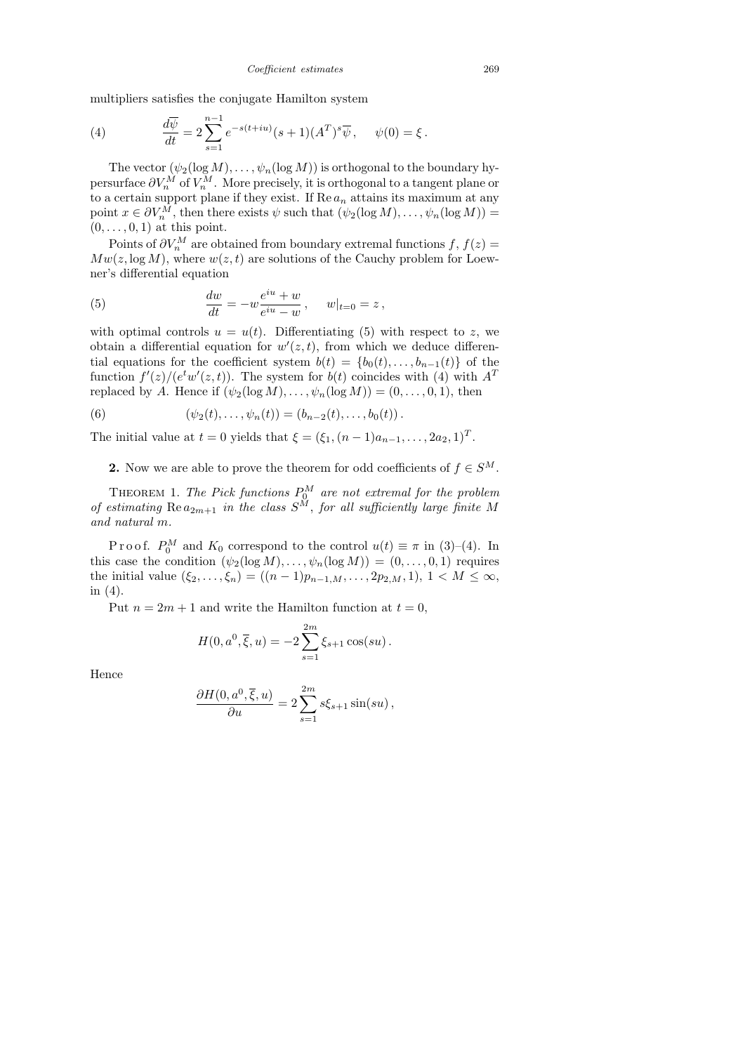multipliers satisfies the conjugate Hamilton system

$$\frac{d\overline{\psi}}{dt} = 2\sum_{s=1}^{n-1} e^{-s(t+iu)}(s+1)(A^T)^s\overline{\psi}\,, \qquad \psi(0) = \xi\,. \tag{4}$$

The vector $(\psi_2(\log M), \ldots, \psi_n(\log M))$ is orthogonal to the boundary hypersurface $\partial V_n^M$ of $V_n^M$. More precisely, it is orthogonal to a tangent plane or to a certain support plane if they exist. If $\operatorname{Re} a_n$ attains its maximum at any point $x \in \partial V_n^M$, then there exists $\psi$ such that $(\psi_2(\log M), \ldots, \psi_n(\log M)) = (0, \ldots, 0, 1)$ at this point.

Points of $\partial V_n^M$ are obtained from boundary extremal functions $f$, $f(z) = Mw(z, \log M)$, where $w(z,t)$ are solutions of the Cauchy problem for Loewner's differential equation

$$\frac{dw}{dt} = -w\frac{e^{iu} + w}{e^{iu} - w}\,, \qquad w|_{t=0} = z\,, \tag{5}$$

with optimal controls $u = u(t)$. Differentiating (5) with respect to $z$, we obtain a differential equation for $w'(z,t)$, from which we deduce differential equations for the coefficient system $b(t) = \{b_0(t), \ldots, b_{n-1}(t)\}$ of the function $f'(z)/(e^t w'(z,t))$. The system for $b(t)$ coincides with (4) with $A^T$ replaced by $A$. Hence if $(\psi_2(\log M), \ldots, \psi_n(\log M)) = (0, \ldots, 0, 1)$, then

$$(\psi_2(t), \ldots, \psi_n(t)) = (b_{n-2}(t), \ldots, b_0(t))\,. \tag{6}$$

The initial value at $t = 0$ yields that $\xi = (\xi_1, (n-1)a_{n-1}, \ldots, 2a_2, 1)^T$.

**2.** Now we are able to prove the theorem for odd coefficients of $f \in S^M$.

THEOREM 1. *The Pick functions $P_0^M$ are not extremal for the problem of estimating $\operatorname{Re} a_{2m+1}$ in the class $S^M$, for all sufficiently large finite $M$ and natural $m$.*

*Proof.* $P_0^M$ and $K_0$ correspond to the control $u(t) \equiv \pi$ in (3)–(4). In this case the condition $(\psi_2(\log M), \ldots, \psi_n(\log M)) = (0, \ldots, 0, 1)$ requires the initial value $(\xi_2, \ldots, \xi_n) = ((n-1)p_{n-1,M}, \ldots, 2p_{2,M}, 1)$, $1 < M \leq \infty$, in (4).

Put $n = 2m+1$ and write the Hamilton function at $t = 0$,

$$H(0, a^0, \overline{\xi}, u) = -2\sum_{s=1}^{2m} \xi_{s+1}\cos(su)\,.$$

Hence

$$\frac{\partial H(0, a^0, \overline{\xi}, u)}{\partial u} = 2\sum_{s=1}^{2m} s\xi_{s+1}\sin(su)\,,$$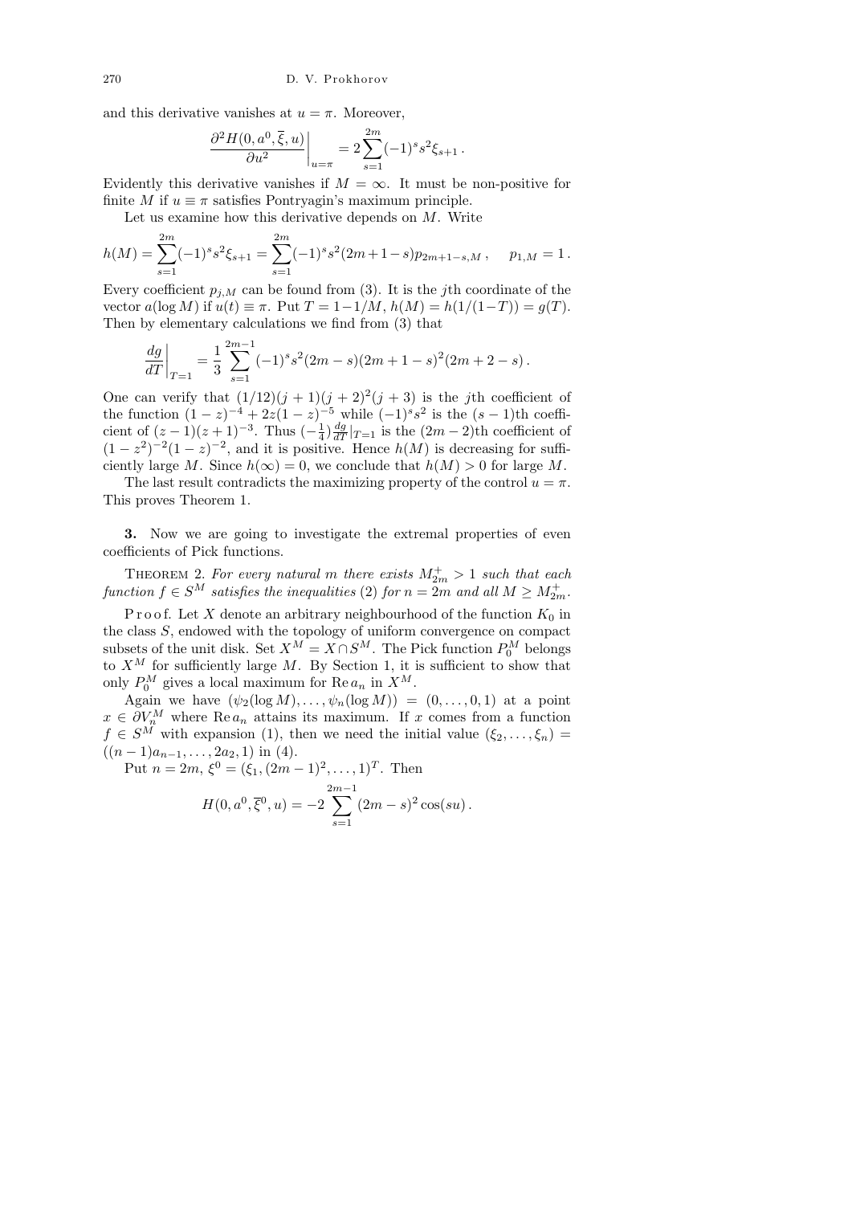and this derivative vanishes at $u = \pi$. Moreover,

$$\left.\frac{\partial^2 H(0, a^0, \overline{\xi}, u)}{\partial u^2}\right|_{u=\pi} = 2\sum_{s=1}^{2m} (-1)^s s^2 \xi_{s+1} \,.$$

Evidently this derivative vanishes if $M = \infty$. It must be non-positive for finite $M$ if $u \equiv \pi$ satisfies Pontryagin's maximum principle.

Let us examine how this derivative depends on $M$. Write

$$h(M) = \sum_{s=1}^{2m} (-1)^s s^2 \xi_{s+1} = \sum_{s=1}^{2m} (-1)^s s^2 (2m+1-s) p_{2m+1-s,M} \,, \quad p_{1,M} = 1 \,.$$

Every coefficient $p_{j,M}$ can be found from (3). It is the $j$th coordinate of the vector $a(\log M)$ if $u(t) \equiv \pi$. Put $T = 1 - 1/M$, $h(M) = h(1/(1-T)) = g(T)$. Then by elementary calculations we find from (3) that

$$\left.\frac{dg}{dT}\right|_{T=1} = \frac{1}{3}\sum_{s=1}^{2m-1} (-1)^s s^2 (2m-s)(2m+1-s)^2(2m+2-s) \,.$$

One can verify that $(1/12)(j+1)(j+2)^2(j+3)$ is the $j$th coefficient of the function $(1-z)^{-4} + 2z(1-z)^{-5}$ while $(-1)^s s^2$ is the $(s-1)$th coefficient of $(z-1)(z+1)^{-3}$. Thus $(-\frac{1}{4})\frac{dg}{dT}|_{T=1}$ is the $(2m-2)$th coefficient of $(1-z^2)^{-2}(1-z)^{-2}$, and it is positive. Hence $h(M)$ is decreasing for sufficiently large $M$. Since $h(\infty) = 0$, we conclude that $h(M) > 0$ for large $M$.

The last result contradicts the maximizing property of the control $u = \pi$. This proves Theorem 1.

**3.** Now we are going to investigate the extremal properties of even coefficients of Pick functions.

THEOREM 2. *For every natural $m$ there exists $M_{2m}^+ > 1$ such that each function $f \in S^M$ satisfies the inequalities* (2) *for $n = 2m$ and all $M \ge M_{2m}^+$.*

Proof. Let $X$ denote an arbitrary neighbourhood of the function $K_0$ in the class $S$, endowed with the topology of uniform convergence on compact subsets of the unit disk. Set $X^M = X \cap S^M$. The Pick function $P_0^M$ belongs to $X^M$ for sufficiently large $M$. By Section 1, it is sufficient to show that only $P_0^M$ gives a local maximum for $\operatorname{Re} a_n$ in $X^M$.

Again we have $(\psi_2(\log M), \ldots, \psi_n(\log M)) = (0, \ldots, 0, 1)$ at a point $x \in \partial V_n^M$ where $\operatorname{Re} a_n$ attains its maximum. If $x$ comes from a function $f \in S^M$ with expansion (1), then we need the initial value $(\xi_2, \ldots, \xi_n) = ((n-1)a_{n-1}, \ldots, 2a_2, 1)$ in (4).

Put $n = 2m$, $\xi^0 = (\xi_1, (2m-1)^2, \ldots, 1)^T$. Then

$$H(0, a^0, \overline{\xi}^0, u) = -2\sum_{s=1}^{2m-1} (2m-s)^2 \cos(su) \,.$$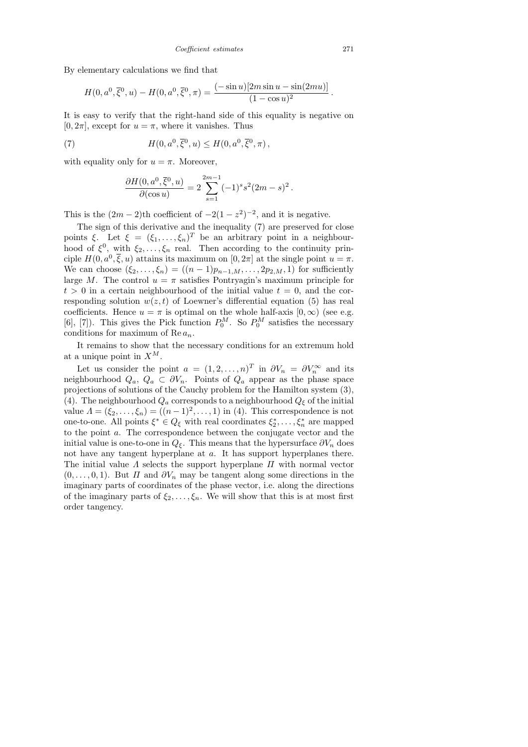By elementary calculations we find that

$$H(0,a^0,\overline{\xi}^0,u)-H(0,a^0,\overline{\xi}^0,\pi)=\frac{(-\sin u)[2m\sin u-\sin(2mu)]}{(1-\cos u)^2}\,.$$

It is easy to verify that the right-hand side of this equality is negative on $[0,2\pi]$, except for $u=\pi$, where it vanishes. Thus

$$H(0,a^0,\overline{\xi}^0,u)\le H(0,a^0,\overline{\xi}^0,\pi)\,, \tag{7}$$

with equality only for $u=\pi$. Moreover,

$$\frac{\partial H(0,a^0,\overline{\xi}^0,u)}{\partial(\cos u)}=2\sum_{s=1}^{2m-1}(-1)^s s^2(2m-s)^2\,.$$

This is the $(2m-2)$th coefficient of $-2(1-z^2)^{-2}$, and it is negative.

The sign of this derivative and the inequality (7) are preserved for close points $\xi$. Let $\xi=(\xi_1,\ldots,\xi_n)^T$ be an arbitrary point in a neighbourhood of $\xi^0$, with $\xi_2,\ldots,\xi_n$ real. Then according to the continuity principle $H(0,a^0,\overline{\xi},u)$ attains its maximum on $[0,2\pi]$ at the single point $u=\pi$. We can choose $(\xi_2,\ldots,\xi_n)=((n-1)p_{n-1,M},\ldots,2p_{2,M},1)$ for sufficiently large $M$. The control $u=\pi$ satisfies Pontryagin's maximum principle for $t>0$ in a certain neighbourhood of the initial value $t=0$, and the corresponding solution $w(z,t)$ of Loewner's differential equation (5) has real coefficients. Hence $u=\pi$ is optimal on the whole half-axis $[0,\infty)$ (see e.g. [6], [7]). This gives the Pick function $P_0^M$. So $P_0^M$ satisfies the necessary conditions for maximum of $\operatorname{Re} a_n$.

It remains to show that the necessary conditions for an extremum hold at a unique point in $X^M$.

Let us consider the point $a=(1,2,\ldots,n)^T$ in $\partial V_n=\partial V_n^\infty$ and its neighbourhood $Q_a$, $Q_a\subset\partial V_n$. Points of $Q_a$ appear as the phase space projections of solutions of the Cauchy problem for the Hamilton system (3), (4). The neighbourhood $Q_a$ corresponds to a neighbourhood $Q_\xi$ of the initial value $\Lambda=(\xi_2,\ldots,\xi_n)=((n-1)^2,\ldots,1)$ in (4). This correspondence is not one-to-one. All points $\xi^*\in Q_\xi$ with real coordinates $\xi_2^*,\ldots,\xi_n^*$ are mapped to the point $a$. The correspondence between the conjugate vector and the initial value is one-to-one in $Q_\xi$. This means that the hypersurface $\partial V_n$ does not have any tangent hyperplane at $a$. It has support hyperplanes there. The initial value $\Lambda$ selects the support hyperplane $\Pi$ with normal vector $(0,\ldots,0,1)$. But $\Pi$ and $\partial V_n$ may be tangent along some directions in the imaginary parts of coordinates of the phase vector, i.e. along the directions of the imaginary parts of $\xi_2,\ldots,\xi_n$. We will show that this is at most first order tangency.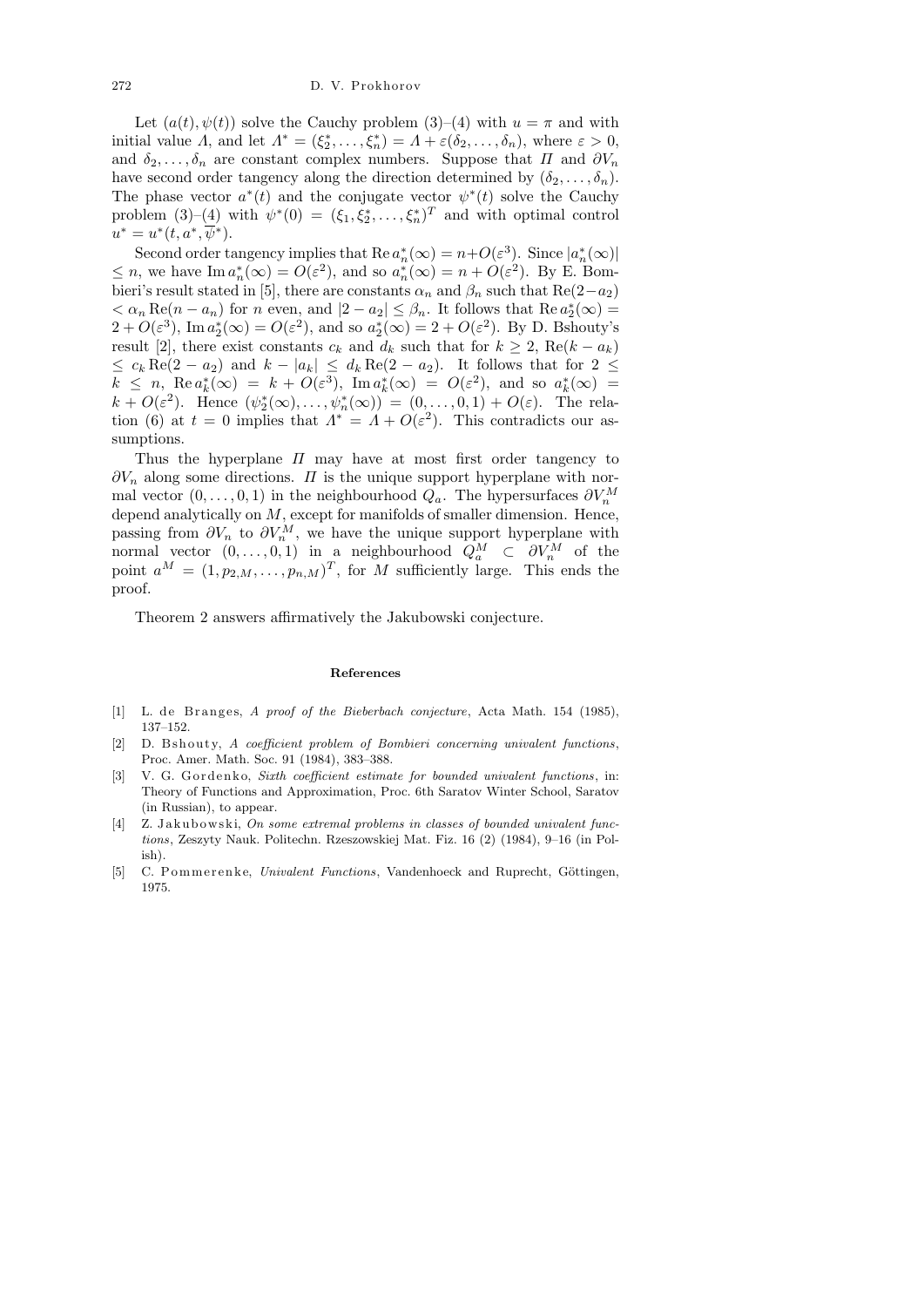Let $(a(t), \psi(t))$ solve the Cauchy problem (3)–(4) with $u = \pi$ and with initial value $\Lambda$, and let $\Lambda^* = (\xi_2^*, \ldots, \xi_n^*) = \Lambda + \varepsilon(\delta_2, \ldots, \delta_n)$, where $\varepsilon > 0$, and $\delta_2, \ldots, \delta_n$ are constant complex numbers. Suppose that $\Pi$ and $\partial V_n$ have second order tangency along the direction determined by $(\delta_2, \ldots, \delta_n)$. The phase vector $a^*(t)$ and the conjugate vector $\psi^*(t)$ solve the Cauchy problem (3)–(4) with $\psi^*(0) = (\xi_1, \xi_2^*, \ldots, \xi_n^*)^T$ and with optimal control $u^* = u^*(t, a^*, \overline{\psi}^*)$.

Second order tangency implies that $\operatorname{Re} a_n^*(\infty) = n + O(\varepsilon^3)$. Since $|a_n^*(\infty)| \le n$, we have $\operatorname{Im} a_n^*(\infty) = O(\varepsilon^2)$, and so $a_n^*(\infty) = n + O(\varepsilon^2)$. By E. Bombieri's result stated in [5], there are constants $\alpha_n$ and $\beta_n$ such that $\operatorname{Re}(2 - a_2) < \alpha_n \operatorname{Re}(n - a_n)$ for $n$ even, and $|2 - a_2| \le \beta_n$. It follows that $\operatorname{Re} a_2^*(\infty) = 2 + O(\varepsilon^3)$, $\operatorname{Im} a_2^*(\infty) = O(\varepsilon^2)$, and so $a_2^*(\infty) = 2 + O(\varepsilon^2)$. By D. Bshouty's result [2], there exist constants $c_k$ and $d_k$ such that for $k \ge 2$, $\operatorname{Re}(k - a_k) \le c_k \operatorname{Re}(2 - a_2)$ and $k - |a_k| \le d_k \operatorname{Re}(2 - a_2)$. It follows that for $2 \le k \le n$, $\operatorname{Re} a_k^*(\infty) = k + O(\varepsilon^3)$, $\operatorname{Im} a_k^*(\infty) = O(\varepsilon^2)$, and so $a_k^*(\infty) = k + O(\varepsilon^2)$. Hence $(\psi_2^*(\infty), \ldots, \psi_n^*(\infty)) = (0, \ldots, 0, 1) + O(\varepsilon)$. The relation (6) at $t = 0$ implies that $\Lambda^* = \Lambda + O(\varepsilon^2)$. This contradicts our assumptions.

Thus the hyperplane $\Pi$ may have at most first order tangency to $\partial V_n$ along some directions. $\Pi$ is the unique support hyperplane with normal vector $(0, \ldots, 0, 1)$ in the neighbourhood $Q_a$. The hypersurfaces $\partial V_n^M$ depend analytically on $M$, except for manifolds of smaller dimension. Hence, passing from $\partial V_n$ to $\partial V_n^M$, we have the unique support hyperplane with normal vector $(0, \ldots, 0, 1)$ in a neighbourhood $Q_a^M \subset \partial V_n^M$ of the point $a^M = (1, p_{2,M}, \ldots, p_{n,M})^T$, for $M$ sufficiently large. This ends the proof.

Theorem 2 answers affirmatively the Jakubowski conjecture.

## References

[1] L. de Branges, *A proof of the Bieberbach conjecture*, Acta Math. 154 (1985), 137–152.

[2] D. Bshouty, *A coefficient problem of Bombieri concerning univalent functions*, Proc. Amer. Math. Soc. 91 (1984), 383–388.

[3] V. G. Gordenko, *Sixth coefficient estimate for bounded univalent functions*, in: Theory of Functions and Approximation, Proc. 6th Saratov Winter School, Saratov (in Russian), to appear.

[4] Z. Jakubowski, *On some extremal problems in classes of bounded univalent functions*, Zeszyty Nauk. Politechn. Rzeszowskiej Mat. Fiz. 16 (2) (1984), 9–16 (in Polish).

[5] C. Pommerenke, *Univalent Functions*, Vandenhoeck and Ruprecht, Göttingen, 1975.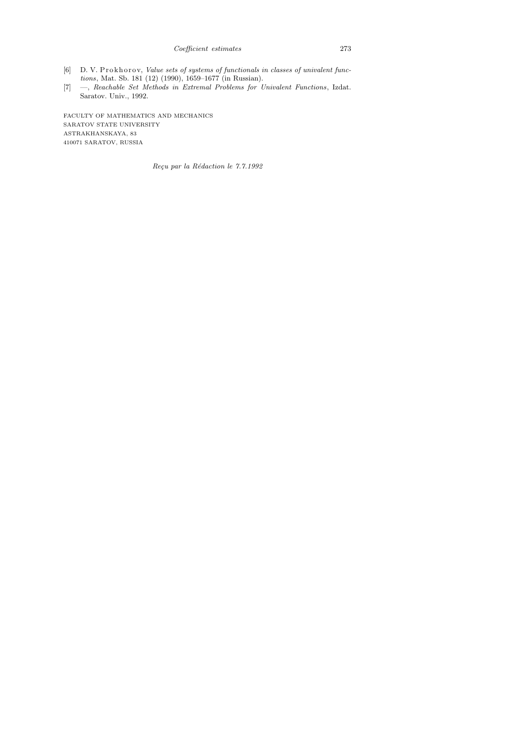[6] D. V. Prokhorov, *Value sets of systems of functionals in classes of univalent functions*, Mat. Sb. 181 (12) (1990), 1659–1677 (in Russian).

[7] —, *Reachable Set Methods in Extremal Problems for Univalent Functions*, Izdat. Saratov. Univ., 1992.

FACULTY OF MATHEMATICS AND MECHANICS
SARATOV STATE UNIVERSITY
ASTRAKHANSKAYA, 83
410071 SARATOV, RUSSIA

*Reçu par la Rédaction le 7.7.1992*